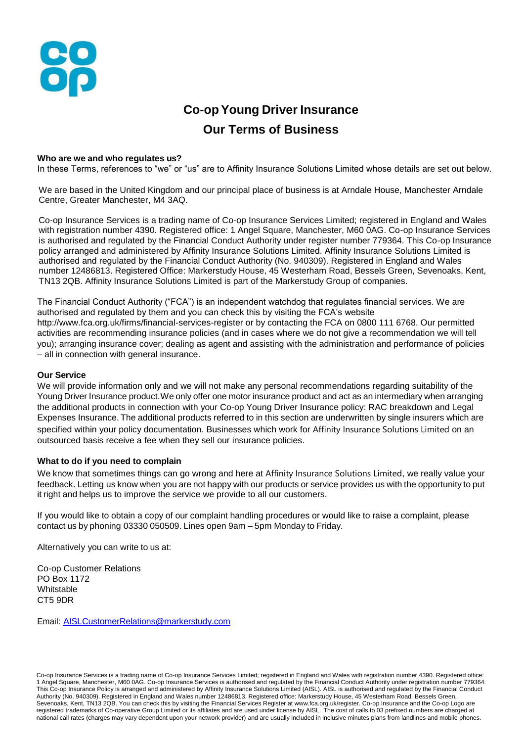# Co-op Young Driver Insurance

## Our Terms of Business

**Who are we and who regulates us?**

In these Terms, references to "we" or "us" are to Affinity Insurance Solutions Limited whose details are set out below.

We are based in the United Kingdom and our principal place of business is at Arndale House, Manchester Arndale Centre, Greater Manchester, M4 3AQ.

Co-op Insurance Services is a trading name of Co-op Insurance Services Limited; registered in England and Wales with registration number 4390. Registered office: 1 Angel Square, Manchester, M60 0AG. Co-op Insurance Services is authorised and regulated by the Financial Conduct Authority under register number 779364. This Co-op Insurance policy arranged and administered by Affinity Insurance Solutions Limited. Affinity Insurance Solutions Limited is authorised and regulated by the Financial Conduct Authority (No. 940309). Registered in England and Wales number 12486813. Registered Office: Markerstudy House, 45 Westerham Road, Bessels Green, Sevenoaks, Kent, TN13 2QB. Affinity Insurance Solutions Limited is part of the Markerstudy Group of companies.

The Financial Conduct Authority ("FCA") is an independent watchdog that regulates financial services. We are authorised and regulated by them and you can check this by visiting the FCA's website http://www.fca.org.uk/firms/financial-services-register or by contacting the FCA on 0800 111 6768. Our permitted activities are recommending insurance policies (and in cases where we do not give a recommendation we will tell you); arranging insurance cover; dealing as agent and assisting with the administration and performance of policies – all in connection with general insurance.

**Our Service**

We will provide information only and we will not make any personal recommendations regarding suitability of the Young Driver Insurance product. We only offer one motor insurance product and act as an intermediary when arranging the additional products in connection with your Co-op Young Driver Insurance policy: RAC breakdown and Legal Expenses Insurance. The additional products referred to in this section are underwritten by single insurers which are specified within your policy documentation. Businesses which work for Affinity Insurance Solutions Limited on an outsourced basis receive a fee when they sell our insurance policies.

**What to do if you need to complain**

We know that sometimes things can go wrong and here at Affinity Insurance Solutions Limited, we really value your feedback. Letting us know when you are not happy with our products or service provides us with the opportunity to put it right and helps us to improve the service we provide to all our customers.

If you would like to obtain a copy of our complaint handling procedures or would like to raise a complaint, please contact us by phoning 03330 050509. Lines open 9am – 5pm Monday to Friday.

Alternatively you can write to us at:

Co-op Customer Relations
PO Box 1172
Whitstable
CT5 9DR

Email: AISLCustomerRelations@markerstudy.com

Co-op Insurance Services is a trading name of Co-op Insurance Services Limited; registered in England and Wales with registration number 4390. Registered office: 1 Angel Square, Manchester, M60 0AG. Co-op Insurance Services is authorised and regulated by the Financial Conduct Authority under registration number 779364. This Co-op Insurance Policy is arranged and administered by Affinity Insurance Solutions Limited (AISL). AISL is authorised and regulated by the Financial Conduct Authority (No. 940309). Registered in England and Wales number 12486813. Registered office: Markerstudy House, 45 Westerham Road, Bessels Green, Sevenoaks, Kent, TN13 2QB. You can check this by visiting the Financial Services Register at www.fca.org.uk/register. Co-op Insurance and the Co-op Logo are registered trademarks of Co-operative Group Limited or its affiliates and are used under license by AISL. The cost of calls to 03 prefixed numbers are charged at national call rates (charges may vary dependent upon your network provider) and are usually included in inclusive minutes plans from landlines and mobile phones.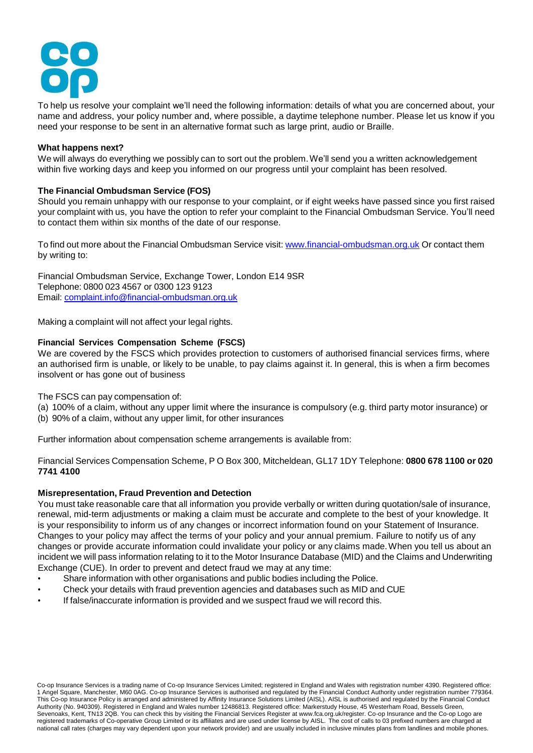To help us resolve your complaint we'll need the following information: details of what you are concerned about, your name and address, your policy number and, where possible, a daytime telephone number. Please let us know if you need your response to be sent in an alternative format such as large print, audio or Braille.

**What happens next?**

We will always do everything we possibly can to sort out the problem. We'll send you a written acknowledgement within five working days and keep you informed on our progress until your complaint has been resolved.

**The Financial Ombudsman Service (FOS)**

Should you remain unhappy with our response to your complaint, or if eight weeks have passed since you first raised your complaint with us, you have the option to refer your complaint to the Financial Ombudsman Service. You'll need to contact them within six months of the date of our response.

To find out more about the Financial Ombudsman Service visit: www.financial-ombudsman.org.uk Or contact them by writing to:

Financial Ombudsman Service, Exchange Tower, London E14 9SR
Telephone: 0800 023 4567 or 0300 123 9123
Email: complaint.info@financial-ombudsman.org.uk

Making a complaint will not affect your legal rights.

**Financial Services Compensation Scheme (FSCS)**

We are covered by the FSCS which provides protection to customers of authorised financial services firms, where an authorised firm is unable, or likely to be unable, to pay claims against it. In general, this is when a firm becomes insolvent or has gone out of business

The FSCS can pay compensation of:

(a) 100% of a claim, without any upper limit where the insurance is compulsory (e.g. third party motor insurance) or
(b) 90% of a claim, without any upper limit, for other insurances

Further information about compensation scheme arrangements is available from:

Financial Services Compensation Scheme, P O Box 300, Mitcheldean, GL17 1DY Telephone: **0800 678 1100 or 020 7741 4100**

**Misrepresentation, Fraud Prevention and Detection**

You must take reasonable care that all information you provide verbally or written during quotation/sale of insurance, renewal, mid-term adjustments or making a claim must be accurate and complete to the best of your knowledge. It is your responsibility to inform us of any changes or incorrect information found on your Statement of Insurance. Changes to your policy may affect the terms of your policy and your annual premium. Failure to notify us of any changes or provide accurate information could invalidate your policy or any claims made. When you tell us about an incident we will pass information relating to it to the Motor Insurance Database (MID) and the Claims and Underwriting Exchange (CUE). In order to prevent and detect fraud we may at any time:

- Share information with other organisations and public bodies including the Police.
- Check your details with fraud prevention agencies and databases such as MID and CUE
- If false/inaccurate information is provided and we suspect fraud we will record this.

Co-op Insurance Services is a trading name of Co-op Insurance Services Limited; registered in England and Wales with registration number 4390. Registered office: 1 Angel Square, Manchester, M60 0AG. Co-op Insurance Services is authorised and regulated by the Financial Conduct Authority under registration number 779364. This Co-op Insurance Policy is arranged and administered by Affinity Insurance Solutions Limited (AISL). AISL is authorised and regulated by the Financial Conduct Authority (No. 940309). Registered in England and Wales number 12486813. Registered office: Markerstudy House, 45 Westerham Road, Bessels Green, Sevenoaks, Kent, TN13 2QB. You can check this by visiting the Financial Services Register at www.fca.org.uk/register. Co-op Insurance and the Co-op Logo are registered trademarks of Co-operative Group Limited or its affiliates and are used under license by AISL. The cost of calls to 03 prefixed numbers are charged at national call rates (charges may vary dependent upon your network provider) and are usually included in inclusive minutes plans from landlines and mobile phones.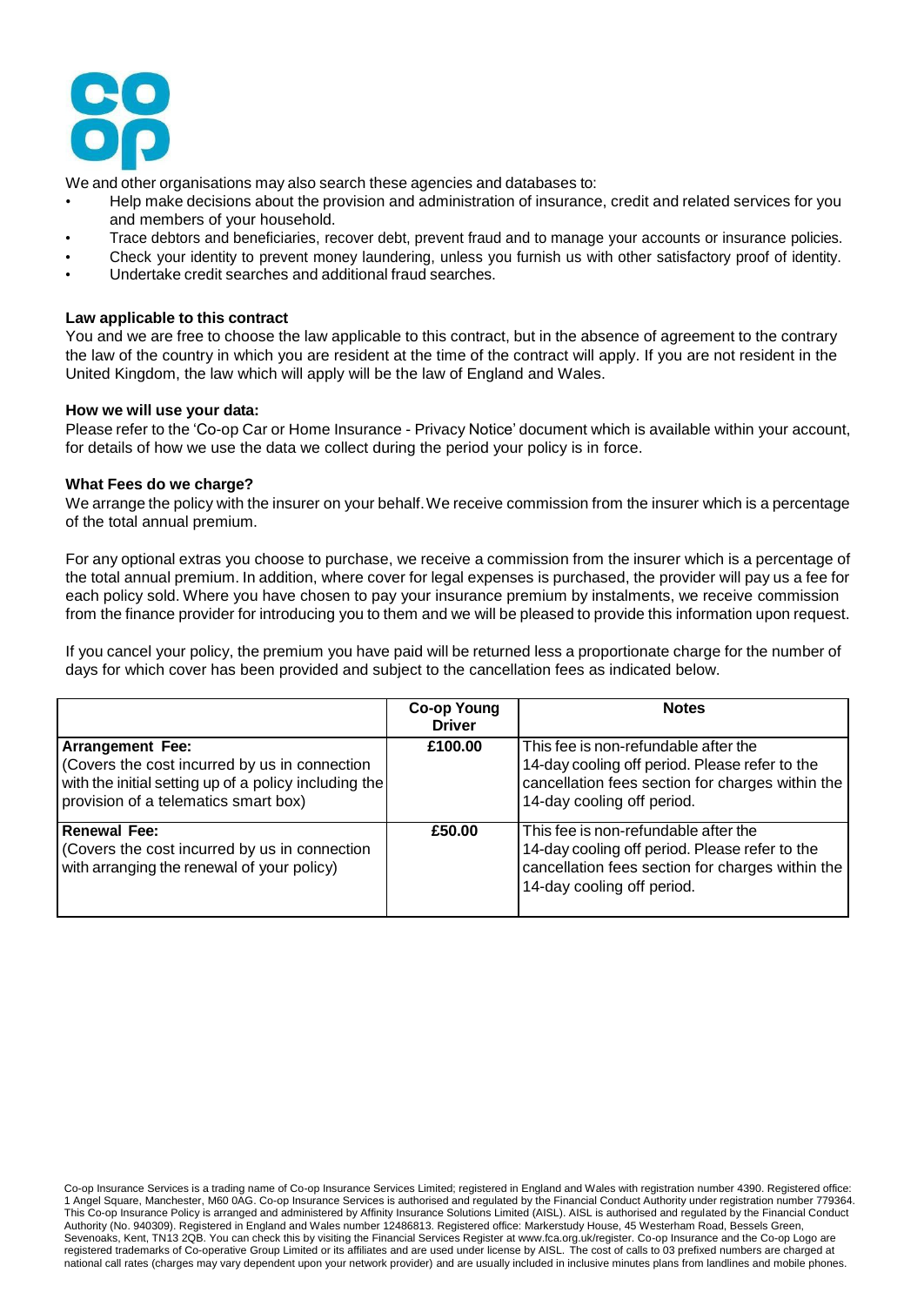We and other organisations may also search these agencies and databases to:

- Help make decisions about the provision and administration of insurance, credit and related services for you and members of your household.
- Trace debtors and beneficiaries, recover debt, prevent fraud and to manage your accounts or insurance policies.
- Check your identity to prevent money laundering, unless you furnish us with other satisfactory proof of identity.
- Undertake credit searches and additional fraud searches.

**Law applicable to this contract**

You and we are free to choose the law applicable to this contract, but in the absence of agreement to the contrary the law of the country in which you are resident at the time of the contract will apply. If you are not resident in the United Kingdom, the law which will apply will be the law of England and Wales.

**How we will use your data:**

Please refer to the 'Co-op Car or Home Insurance - Privacy Notice' document which is available within your account, for details of how we use the data we collect during the period your policy is in force.

**What Fees do we charge?**

We arrange the policy with the insurer on your behalf. We receive commission from the insurer which is a percentage of the total annual premium.

For any optional extras you choose to purchase, we receive a commission from the insurer which is a percentage of the total annual premium. In addition, where cover for legal expenses is purchased, the provider will pay us a fee for each policy sold. Where you have chosen to pay your insurance premium by instalments, we receive commission from the finance provider for introducing you to them and we will be pleased to provide this information upon request.

If you cancel your policy, the premium you have paid will be returned less a proportionate charge for the number of days for which cover has been provided and subject to the cancellation fees as indicated below.

| | **Co-op Young Driver** | **Notes** |
|---|---|---|
| **Arrangement Fee:** (Covers the cost incurred by us in connection with the initial setting up of a policy including the provision of a telematics smart box) | **£100.00** | This fee is non-refundable after the 14-day cooling off period. Please refer to the cancellation fees section for charges within the 14-day cooling off period. |
| **Renewal Fee:** (Covers the cost incurred by us in connection with arranging the renewal of your policy) | **£50.00** | This fee is non-refundable after the 14-day cooling off period. Please refer to the cancellation fees section for charges within the 14-day cooling off period. |

Co-op Insurance Services is a trading name of Co-op Insurance Services Limited; registered in England and Wales with registration number 4390. Registered office: 1 Angel Square, Manchester, M60 0AG. Co-op Insurance Services is authorised and regulated by the Financial Conduct Authority under registration number 779364. This Co-op Insurance Policy is arranged and administered by Affinity Insurance Solutions Limited (AISL). AISL is authorised and regulated by the Financial Conduct Authority (No. 940309). Registered in England and Wales number 12486813. Registered office: Markerstudy House, 45 Westerham Road, Bessels Green, Sevenoaks, Kent, TN13 2QB. You can check this by visiting the Financial Services Register at www.fca.org.uk/register. Co-op Insurance and the Co-op Logo are registered trademarks of Co-operative Group Limited or its affiliates and are used under license by AISL. The cost of calls to 03 prefixed numbers are charged at national call rates (charges may vary dependent upon your network provider) and are usually included in inclusive minutes plans from landlines and mobile phones.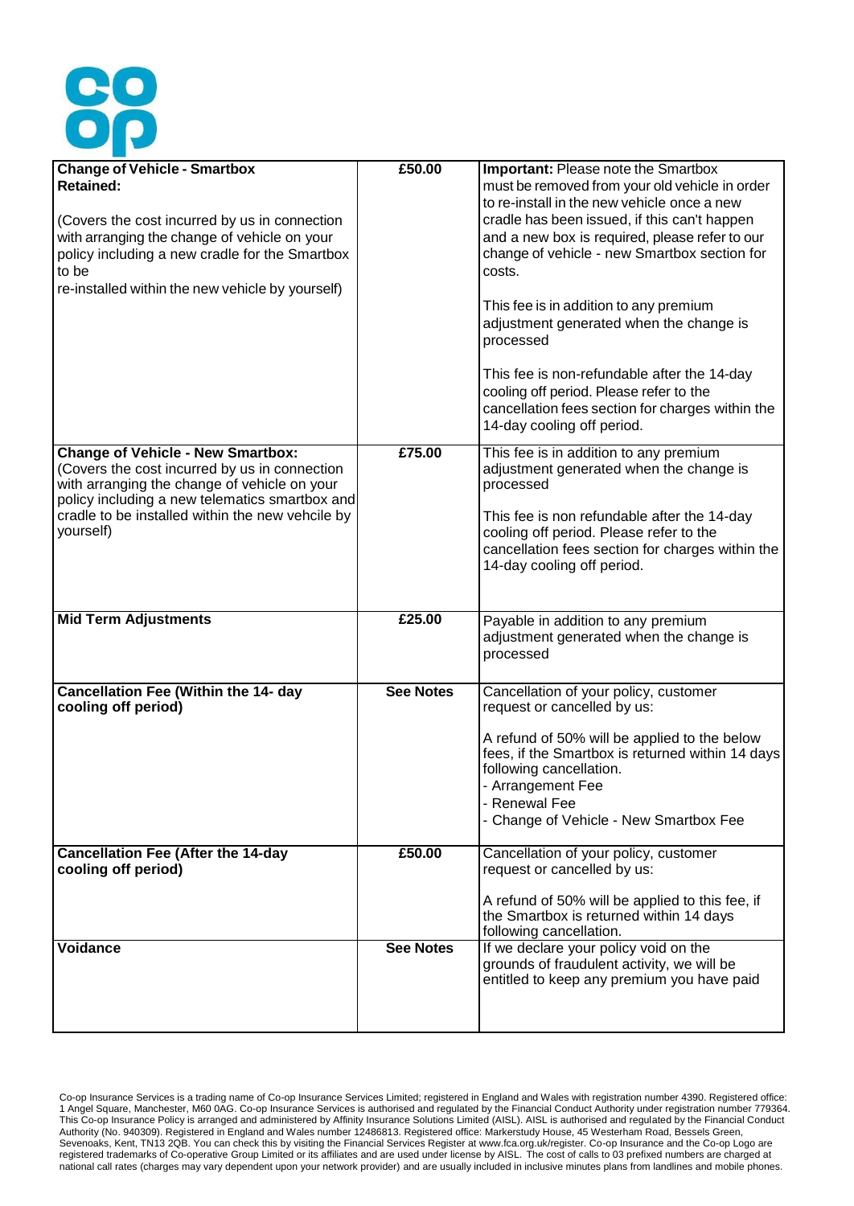| | | |
|---|---|---|
| **Change of Vehicle - Smartbox Retained:**<br><br>(Covers the cost incurred by us in connection with arranging the change of vehicle on your policy including a new cradle for the Smartbox to be<br>re-installed within the new vehicle by yourself) | £50.00 | **Important:** Please note the Smartbox must be removed from your old vehicle in order to re-install in the new vehicle once a new cradle has been issued, if this can't happen and a new box is required, please refer to our change of vehicle - new Smartbox section for costs.<br><br>This fee is in addition to any premium adjustment generated when the change is processed<br><br>This fee is non-refundable after the 14-day cooling off period. Please refer to the cancellation fees section for charges within the 14-day cooling off period. |
| **Change of Vehicle - New Smartbox:**<br>(Covers the cost incurred by us in connection with arranging the change of vehicle on your policy including a new telematics smartbox and cradle to be installed within the new vehcile by yourself) | £75.00 | This fee is in addition to any premium adjustment generated when the change is processed<br><br>This fee is non refundable after the 14-day cooling off period. Please refer to the cancellation fees section for charges within the 14-day cooling off period. |
| **Mid Term Adjustments** | £25.00 | Payable in addition to any premium adjustment generated when the change is processed |
| **Cancellation Fee (Within the 14- day cooling off period)** | **See Notes** | Cancellation of your policy, customer request or cancelled by us:<br><br>A refund of 50% will be applied to the below fees, if the Smartbox is returned within 14 days following cancellation.<br>- Arrangement Fee<br>- Renewal Fee<br>- Change of Vehicle - New Smartbox Fee |
| **Cancellation Fee (After the 14-day cooling off period)** | £50.00 | Cancellation of your policy, customer request or cancelled by us:<br><br>A refund of 50% will be applied to this fee, if the Smartbox is returned within 14 days following cancellation. |
| **Voidance** | **See Notes** | If we declare your policy void on the grounds of fraudulent activity, we will be entitled to keep any premium you have paid |

Co-op Insurance Services is a trading name of Co-op Insurance Services Limited; registered in England and Wales with registration number 4390. Registered office: 1 Angel Square, Manchester, M60 0AG. Co-op Insurance Services is authorised and regulated by the Financial Conduct Authority under registration number 779364. This Co-op Insurance Policy is arranged and administered by Affinity Insurance Solutions Limited (AISL). AISL is authorised and regulated by the Financial Conduct Authority (No. 940309). Registered in England and Wales number 12486813. Registered office: Markerstudy House, 45 Westerham Road, Bessels Green, Sevenoaks, Kent, TN13 2QB. You can check this by visiting the Financial Services Register at www.fca.org.uk/register. Co-op Insurance and the Co-op Logo are registered trademarks of Co-operative Group Limited or its affiliates and are used under license by AISL. The cost of calls to 03 prefixed numbers are charged at national call rates (charges may vary dependent upon your network provider) and are usually included in inclusive minutes plans from landlines and mobile phones.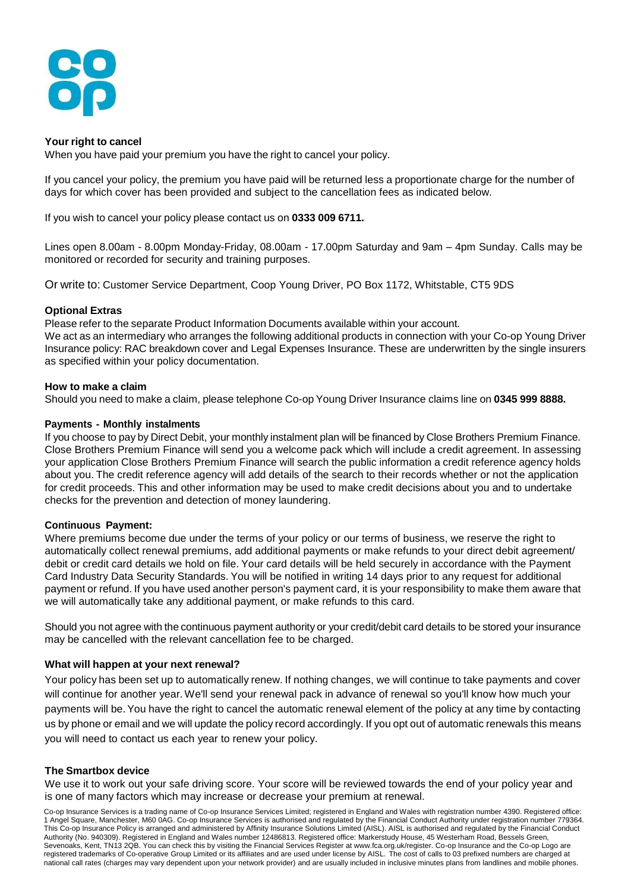### Your right to cancel

When you have paid your premium you have the right to cancel your policy.

If you cancel your policy, the premium you have paid will be returned less a proportionate charge for the number of days for which cover has been provided and subject to the cancellation fees as indicated below.

If you wish to cancel your policy please contact us on **0333 009 6711.**

Lines open 8.00am - 8.00pm Monday-Friday, 08.00am - 17.00pm Saturday and 9am – 4pm Sunday. Calls may be monitored or recorded for security and training purposes.

Or write to: Customer Service Department, Coop Young Driver, PO Box 1172, Whitstable, CT5 9DS

### Optional Extras

Please refer to the separate Product Information Documents available within your account.
We act as an intermediary who arranges the following additional products in connection with your Co-op Young Driver Insurance policy: RAC breakdown cover and Legal Expenses Insurance. These are underwritten by the single insurers as specified within your policy documentation.

### How to make a claim

Should you need to make a claim, please telephone Co-op Young Driver Insurance claims line on **0345 999 8888.**

### Payments - Monthly instalments

If you choose to pay by Direct Debit, your monthly instalment plan will be financed by Close Brothers Premium Finance. Close Brothers Premium Finance will send you a welcome pack which will include a credit agreement. In assessing your application Close Brothers Premium Finance will search the public information a credit reference agency holds about you. The credit reference agency will add details of the search to their records whether or not the application for credit proceeds. This and other information may be used to make credit decisions about you and to undertake checks for the prevention and detection of money laundering.

### Continuous Payment:

Where premiums become due under the terms of your policy or our terms of business, we reserve the right to automatically collect renewal premiums, add additional payments or make refunds to your direct debit agreement/ debit or credit card details we hold on file. Your card details will be held securely in accordance with the Payment Card Industry Data Security Standards. You will be notified in writing 14 days prior to any request for additional payment or refund. If you have used another person's payment card, it is your responsibility to make them aware that we will automatically take any additional payment, or make refunds to this card.

Should you not agree with the continuous payment authority or your credit/debit card details to be stored your insurance may be cancelled with the relevant cancellation fee to be charged.

### What will happen at your next renewal?

Your policy has been set up to automatically renew. If nothing changes, we will continue to take payments and cover will continue for another year. We'll send your renewal pack in advance of renewal so you'll know how much your payments will be. You have the right to cancel the automatic renewal element of the policy at any time by contacting us by phone or email and we will update the policy record accordingly. If you opt out of automatic renewals this means you will need to contact us each year to renew your policy.

### The Smartbox device

We use it to work out your safe driving score. Your score will be reviewed towards the end of your policy year and is one of many factors which may increase or decrease your premium at renewal.

Co-op Insurance Services is a trading name of Co-op Insurance Services Limited; registered in England and Wales with registration number 4390. Registered office: 1 Angel Square, Manchester, M60 0AG. Co-op Insurance Services is authorised and regulated by the Financial Conduct Authority under registration number 779364. This Co-op Insurance Policy is arranged and administered by Affinity Insurance Solutions Limited (AISL). AISL is authorised and regulated by the Financial Conduct Authority (No. 940309). Registered in England and Wales number 12486813. Registered office: Markerstudy House, 45 Westerham Road, Bessels Green, Sevenoaks, Kent, TN13 2QB. You can check this by visiting the Financial Services Register at www.fca.org.uk/register. Co-op Insurance and the Co-op Logo are registered trademarks of Co-operative Group Limited or its affiliates and are used under license by AISL. The cost of calls to 03 prefixed numbers are charged at national call rates (charges may vary dependent upon your network provider) and are usually included in inclusive minutes plans from landlines and mobile phones.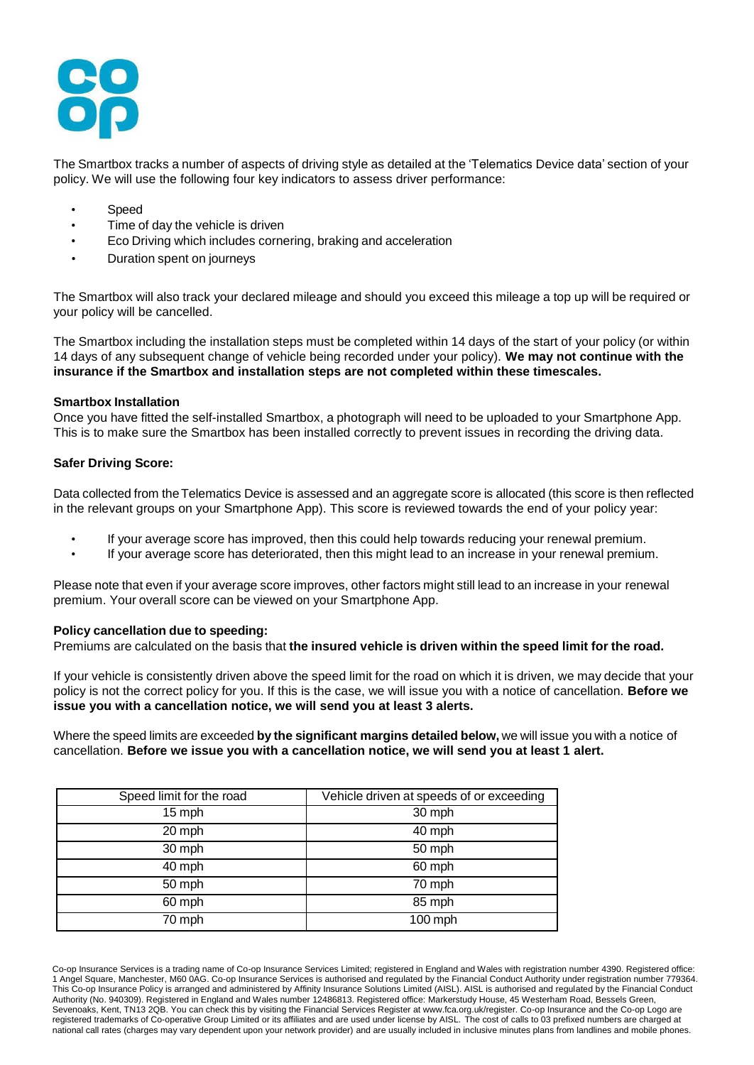The Smartbox tracks a number of aspects of driving style as detailed at the 'Telematics Device data' section of your policy. We will use the following four key indicators to assess driver performance:

- Speed
- Time of day the vehicle is driven
- Eco Driving which includes cornering, braking and acceleration
- Duration spent on journeys

The Smartbox will also track your declared mileage and should you exceed this mileage a top up will be required or your policy will be cancelled.

The Smartbox including the installation steps must be completed within 14 days of the start of your policy (or within 14 days of any subsequent change of vehicle being recorded under your policy). **We may not continue with the insurance if the Smartbox and installation steps are not completed within these timescales.**

**Smartbox Installation**

Once you have fitted the self-installed Smartbox, a photograph will need to be uploaded to your Smartphone App. This is to make sure the Smartbox has been installed correctly to prevent issues in recording the driving data.

**Safer Driving Score:**

Data collected from the Telematics Device is assessed and an aggregate score is allocated (this score is then reflected in the relevant groups on your Smartphone App). This score is reviewed towards the end of your policy year:

- If your average score has improved, then this could help towards reducing your renewal premium.
- If your average score has deteriorated, then this might lead to an increase in your renewal premium.

Please note that even if your average score improves, other factors might still lead to an increase in your renewal premium. Your overall score can be viewed on your Smartphone App.

**Policy cancellation due to speeding:**

Premiums are calculated on the basis that **the insured vehicle is driven within the speed limit for the road.**

If your vehicle is consistently driven above the speed limit for the road on which it is driven, we may decide that your policy is not the correct policy for you. If this is the case, we will issue you with a notice of cancellation. **Before we issue you with a cancellation notice, we will send you at least 3 alerts.**

Where the speed limits are exceeded **by the significant margins detailed below,** we will issue you with a notice of cancellation. **Before we issue you with a cancellation notice, we will send you at least 1 alert.**

| Speed limit for the road | Vehicle driven at speeds of or exceeding |
|---|---|
| 15 mph | 30 mph |
| 20 mph | 40 mph |
| 30 mph | 50 mph |
| 40 mph | 60 mph |
| 50 mph | 70 mph |
| 60 mph | 85 mph |
| 70 mph | 100 mph |

Co-op Insurance Services is a trading name of Co-op Insurance Services Limited; registered in England and Wales with registration number 4390. Registered office: 1 Angel Square, Manchester, M60 0AG. Co-op Insurance Services is authorised and regulated by the Financial Conduct Authority under registration number 779364. This Co-op Insurance Policy is arranged and administered by Affinity Insurance Solutions Limited (AISL). AISL is authorised and regulated by the Financial Conduct Authority (No. 940309). Registered in England and Wales number 12486813. Registered office: Markerstudy House, 45 Westerham Road, Bessels Green, Sevenoaks, Kent, TN13 2QB. You can check this by visiting the Financial Services Register at www.fca.org.uk/register. Co-op Insurance and the Co-op Logo are registered trademarks of Co-operative Group Limited or its affiliates and are used under license by AISL. The cost of calls to 03 prefixed numbers are charged at national call rates (charges may vary dependent upon your network provider) and are usually included in inclusive minutes plans from landlines and mobile phones.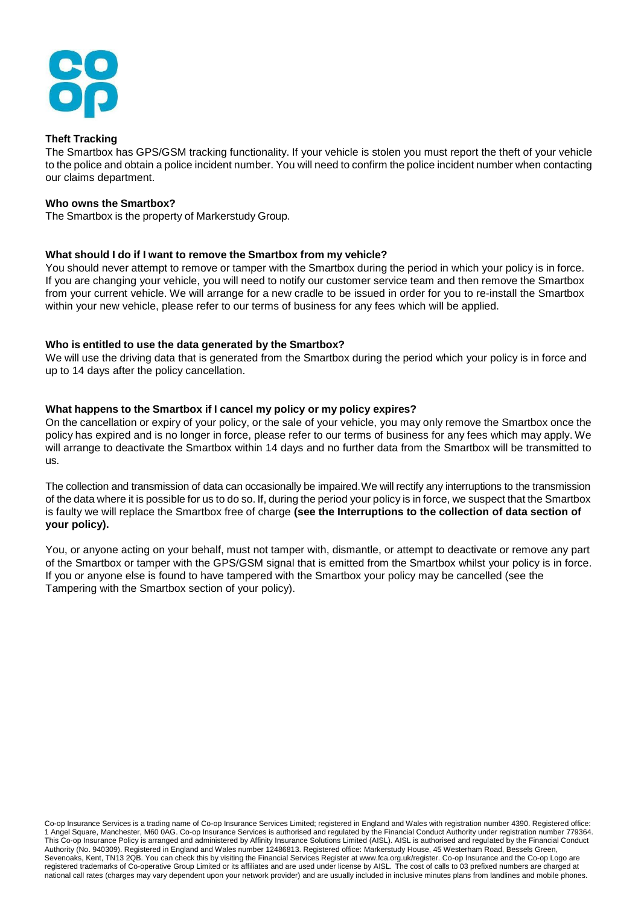### Theft Tracking

The Smartbox has GPS/GSM tracking functionality. If your vehicle is stolen you must report the theft of your vehicle to the police and obtain a police incident number. You will need to confirm the police incident number when contacting our claims department.

### Who owns the Smartbox?

The Smartbox is the property of Markerstudy Group.

### What should I do if I want to remove the Smartbox from my vehicle?

You should never attempt to remove or tamper with the Smartbox during the period in which your policy is in force. If you are changing your vehicle, you will need to notify our customer service team and then remove the Smartbox from your current vehicle. We will arrange for a new cradle to be issued in order for you to re-install the Smartbox within your new vehicle, please refer to our terms of business for any fees which will be applied.

### Who is entitled to use the data generated by the Smartbox?

We will use the driving data that is generated from the Smartbox during the period which your policy is in force and up to 14 days after the policy cancellation.

### What happens to the Smartbox if I cancel my policy or my policy expires?

On the cancellation or expiry of your policy, or the sale of your vehicle, you may only remove the Smartbox once the policy has expired and is no longer in force, please refer to our terms of business for any fees which may apply. We will arrange to deactivate the Smartbox within 14 days and no further data from the Smartbox will be transmitted to us.

The collection and transmission of data can occasionally be impaired. We will rectify any interruptions to the transmission of the data where it is possible for us to do so. If, during the period your policy is in force, we suspect that the Smartbox is faulty we will replace the Smartbox free of charge **(see the Interruptions to the collection of data section of your policy).**

You, or anyone acting on your behalf, must not tamper with, dismantle, or attempt to deactivate or remove any part of the Smartbox or tamper with the GPS/GSM signal that is emitted from the Smartbox whilst your policy is in force. If you or anyone else is found to have tampered with the Smartbox your policy may be cancelled (see the Tampering with the Smartbox section of your policy).

Co-op Insurance Services is a trading name of Co-op Insurance Services Limited; registered in England and Wales with registration number 4390. Registered office: 1 Angel Square, Manchester, M60 0AG. Co-op Insurance Services is authorised and regulated by the Financial Conduct Authority under registration number 779364. This Co-op Insurance Policy is arranged and administered by Affinity Insurance Solutions Limited (AISL). AISL is authorised and regulated by the Financial Conduct Authority (No. 940309). Registered in England and Wales number 12486813. Registered office: Markerstudy House, 45 Westerham Road, Bessels Green, Sevenoaks, Kent, TN13 2QB. You can check this by visiting the Financial Services Register at www.fca.org.uk/register. Co-op Insurance and the Co-op Logo are registered trademarks of Co-operative Group Limited or its affiliates and are used under license by AISL. The cost of calls to 03 prefixed numbers are charged at national call rates (charges may vary dependent upon your network provider) and are usually included in inclusive minutes plans from landlines and mobile phones.